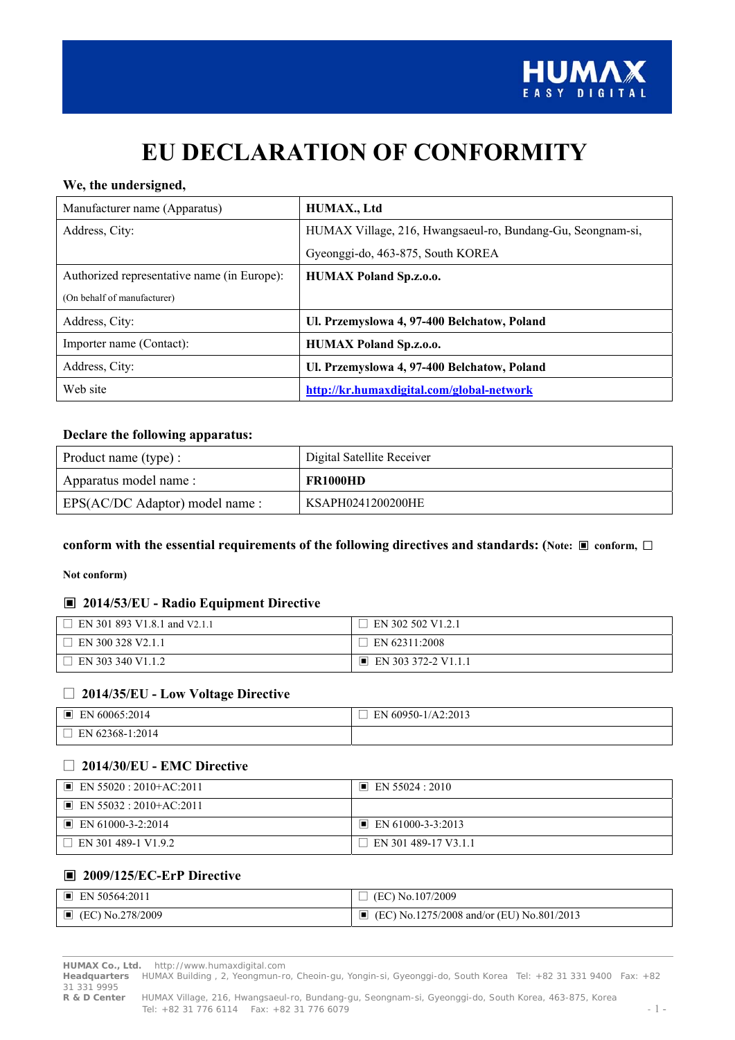# EU DECLARATION OF CONFORMITY

**We, the undersigned,**

| Manufacturer name (Apparatus) | **HUMAX., Ltd** |
|---|---|
| Address, City: | HUMAX Village, 216, Hwangsaeul-ro, Bundang-Gu, Seongnam-si, Gyeonggi-do, 463-875, South KOREA |
| Authorized representative name (in Europe): (On behalf of manufacturer) | **HUMAX Poland Sp.z.o.o.** |
| Address, City: | **Ul. Przemyslowa 4, 97-400 Belchatow, Poland** |
| Importer name (Contact): | **HUMAX Poland Sp.z.o.o.** |
| Address, City: | **Ul. Przemyslowa 4, 97-400 Belchatow, Poland** |
| Web site | **http://kr.humaxdigital.com/global-network** |

**Declare the following apparatus:**

| Product name (type) : | Digital Satellite Receiver |
|---|---|
| Apparatus model name : | **FR1000HD** |
| EPS(AC/DC Adaptor) model name : | KSAPH0241200200HE |

**conform with the essential requirements of the following directives and standards: (Note: ▣ conform, ☐ Not conform)**

### ▣ 2014/53/EU - Radio Equipment Directive

| | |
|---|---|
| ☐ EN 301 893 V1.8.1 and V2.1.1 | ☐ EN 302 502 V1.2.1 |
| ☐ EN 300 328 V2.1.1 | ☐ EN 62311:2008 |
| ☐ EN 303 340 V1.1.2 | ▣ EN 303 372-2 V1.1.1 |

### ☐ 2014/35/EU - Low Voltage Directive

| | |
|---|---|
| ▣ EN 60065:2014 | ☐ EN 60950-1/A2:2013 |
| ☐ EN 62368-1:2014 | |

### ☐ 2014/30/EU - EMC Directive

| | |
|---|---|
| ▣ EN 55020 : 2010+AC:2011 | ▣ EN 55024 : 2010 |
| ▣ EN 55032 : 2010+AC:2011 | |
| ▣ EN 61000-3-2:2014 | ▣ EN 61000-3-3:2013 |
| ☐ EN 301 489-1 V1.9.2 | ☐ EN 301 489-17 V3.1.1 |

### ▣ 2009/125/EC-ErP Directive

| | |
|---|---|
| ▣ EN 50564:2011 | ☐ (EC) No.107/2009 |
| ▣ (EC) No.278/2009 | ▣ (EC) No.1275/2008 and/or (EU) No.801/2013 |

**HUMAX Co., Ltd.** http://www.humaxdigital.com
**Headquarters** HUMAX Building , 2, Yeongmun-ro, Cheoin-gu, Yongin-si, Gyeonggi-do, South Korea Tel: +82 31 331 9400 Fax: +82 31 331 9995
**R & D Center** HUMAX Village, 216, Hwangsaeul-ro, Bundang-gu, Seongnam-si, Gyeonggi-do, South Korea, 463-875, Korea Tel: +82 31 776 6114 Fax: +82 31 776 6079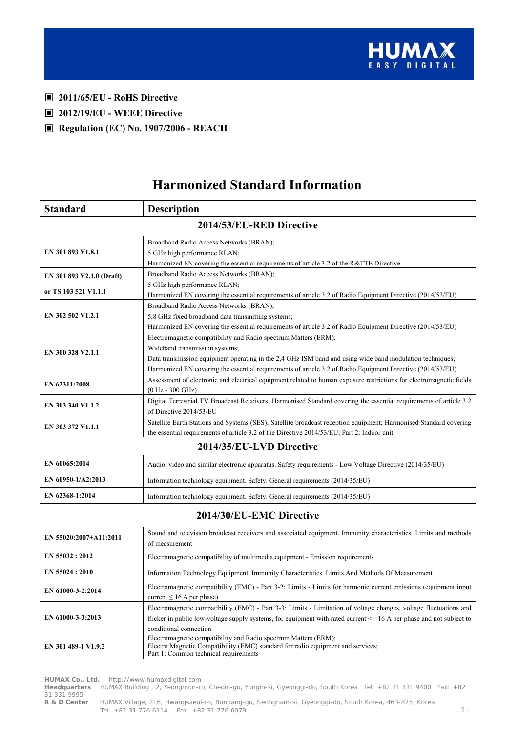- ▣ **2011/65/EU - RoHS Directive**
- ▣ **2012/19/EU - WEEE Directive**
- ▣ **Regulation (EC) No. 1907/2006 - REACH**

# Harmonized Standard Information

| Standard | Description |
|---|---|
| **2014/53/EU-RED Directive** | |
| EN 301 893 V1.8.1 | Broadband Radio Access Networks (BRAN);<br>5 GHz high performance RLAN;<br>Harmonized EN covering the essential requirements of article 3.2 of the R&TTE Directive |
| EN 301 893 V2.1.0 (Draft)<br>or TS 103 521 V1.1.1 | Broadband Radio Access Networks (BRAN);<br>5 GHz high performance RLAN;<br>Harmonized EN covering the essential requirements of article 3.2 of Radio Equipment Directive (2014/53/EU) |
| EN 302 502 V1.2.1 | Broadband Radio Access Networks (BRAN);<br>5,8 GHz fixed broadband data transmitting systems;<br>Harmonized EN covering the essential requirements of article 3.2 of Radio Equipment Directive (2014/53/EU) |
| EN 300 328 V2.1.1 | Electromagnetic compatibility and Radio spectrum Matters (ERM);<br>Wideband transmission systems;<br>Data transmission equipment operating in the 2,4 GHz ISM band and using wide band modulation techniques;<br>Harmonized EN covering the essential requirements of article 3.2 of Radio Equipment Directive (2014/53/EU). |
| EN 62311:2008 | Assessment of electronic and electrical equipment related to human exposure restrictions for electromagnetic fields (0 Hz - 300 GHz) |
| EN 303 340 V1.1.2 | Digital Terrestrial TV Broadcast Receivers; Harmonised Standard covering the essential requirements of article 3.2 of Directive 2014/53/EU |
| EN 303 372 V1.1.1 | Satellite Earth Stations and Systems (SES); Satellite broadcast reception equipment; Harmonised Standard covering the essential requirements of article 3.2 of the Directive 2014/53/EU; Part 2: Indoor unit |
| **2014/35/EU-LVD Directive** | |
| EN 60065:2014 | Audio, video and similar electronic apparatus. Safety requirements - Low Voltage Directive (2014/35/EU) |
| EN 60950-1/A2:2013 | Information technology equipment. Safety. General requirements (2014/35/EU) |
| EN 62368-1:2014 | Information technology equipment. Safety. General requirements (2014/35/EU) |
| **2014/30/EU-EMC Directive** | |
| EN 55020:2007+A11:2011 | Sound and television broadcast receivers and associated equipment. Immunity characteristics. Limits and methods of measurement |
| EN 55032 : 2012 | Electromagnetic compatibility of multimedia equipment - Emission requirements |
| EN 55024 : 2010 | Information Technology Equipment. Immunity Characteristics. Limits And Methods Of Measurement |
| EN 61000-3-2:2014 | Electromagnetic compatibility (EMC) - Part 3-2: Limits - Limits for harmonic current emissions (equipment input current ≤ 16 A per phase) |
| EN 61000-3-3:2013 | Electromagnetic compatibility (EMC) - Part 3-3: Limits - Limitation of voltage changes, voltage fluctuations and flicker in public low-voltage supply systems, for equipment with rated current <= 16 A per phase and not subject to conditional connection |
| EN 301 489-1 V1.9.2 | Electromagnetic compatibility and Radio spectrum Matters (ERM);<br>Electro Magnetic Compatibility (EMC) standard for radio equipment and services;<br>Part 1: Common technical requirements |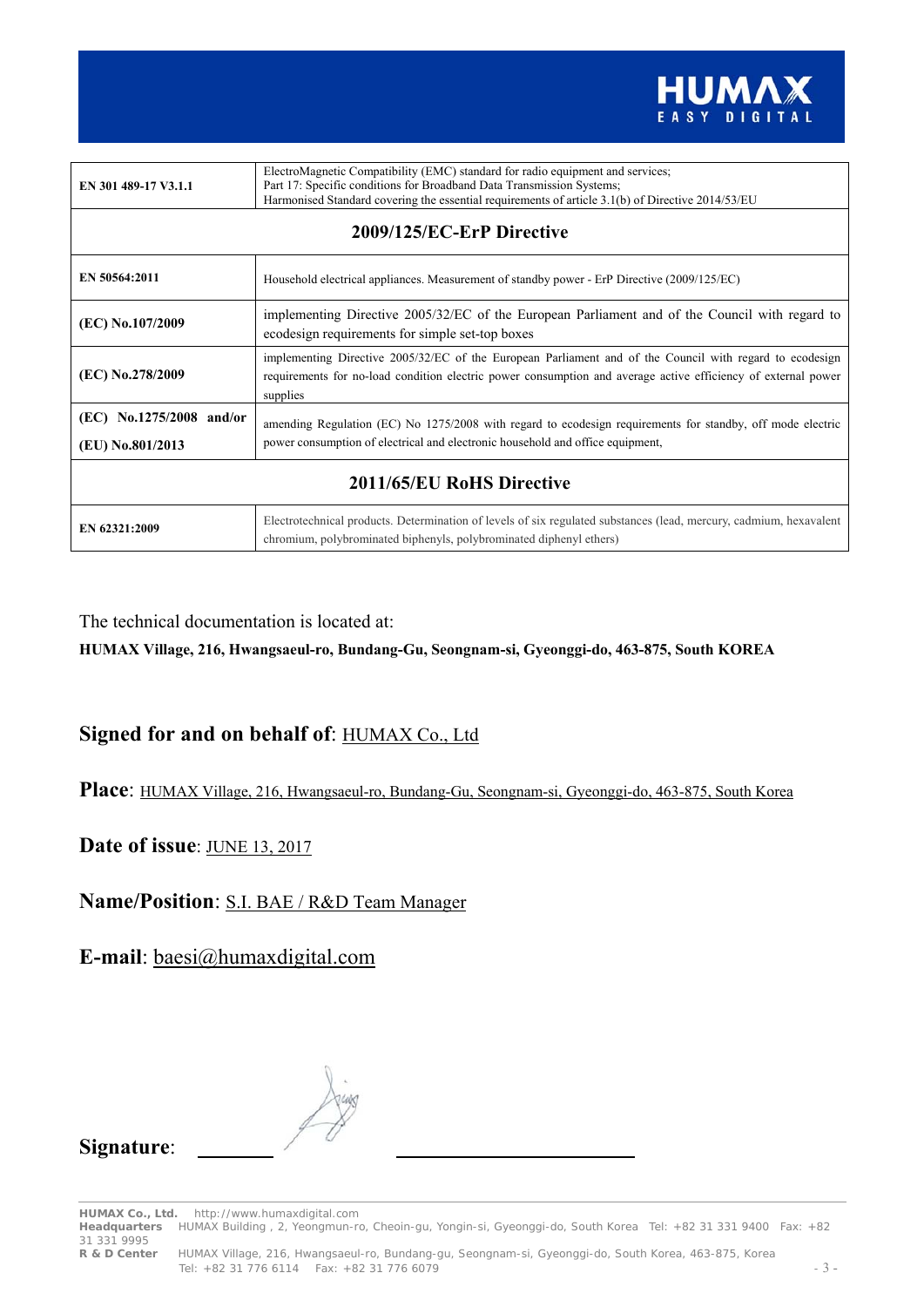| EN 301 489-17 V3.1.1 | ElectroMagnetic Compatibility (EMC) standard for radio equipment and services; Part 17: Specific conditions for Broadband Data Transmission Systems; Harmonised Standard covering the essential requirements of article 3.1(b) of Directive 2014/53/EU |
|---|---|
| **2009/125/EC-ErP Directive** | |
| EN 50564:2011 | Household electrical appliances. Measurement of standby power - ErP Directive (2009/125/EC) |
| (EC) No.107/2009 | implementing Directive 2005/32/EC of the European Parliament and of the Council with regard to ecodesign requirements for simple set-top boxes |
| (EC) No.278/2009 | implementing Directive 2005/32/EC of the European Parliament and of the Council with regard to ecodesign requirements for no-load condition electric power consumption and average active efficiency of external power supplies |
| (EC) No.1275/2008 and/or (EU) No.801/2013 | amending Regulation (EC) No 1275/2008 with regard to ecodesign requirements for standby, off mode electric power consumption of electrical and electronic household and office equipment, |
| **2011/65/EU RoHS Directive** | |
| EN 62321:2009 | Electrotechnical products. Determination of levels of six regulated substances (lead, mercury, cadmium, hexavalent chromium, polybrominated biphenyls, polybrominated diphenyl ethers) |

The technical documentation is located at:

**HUMAX Village, 216, Hwangsaeul-ro, Bundang-Gu, Seongnam-si, Gyeonggi-do, 463-875, South KOREA**

**Signed for and on behalf of**: HUMAX Co., Ltd

**Place**: HUMAX Village, 216, Hwangsaeul-ro, Bundang-Gu, Seongnam-si, Gyeonggi-do, 463-875, South Korea

**Date of issue**: JUNE 13, 2017

**Name/Position**: S.I. BAE / R&D Team Manager

**E-mail**: baesi@humaxdigital.com

**Signature**: ______________________

**HUMAX Co., Ltd.** http://www.humaxdigital.com
**Headquarters** HUMAX Building , 2, Yeongmun-ro, Cheoin-gu, Yongin-si, Gyeonggi-do, South Korea Tel: +82 31 331 9400 Fax: +82 31 331 9995
**R & D Center** HUMAX Village, 216, Hwangsaeul-ro, Bundang-gu, Seongnam-si, Gyeonggi-do, South Korea, 463-875, Korea Tel: +82 31 776 6114 Fax: +82 31 776 6079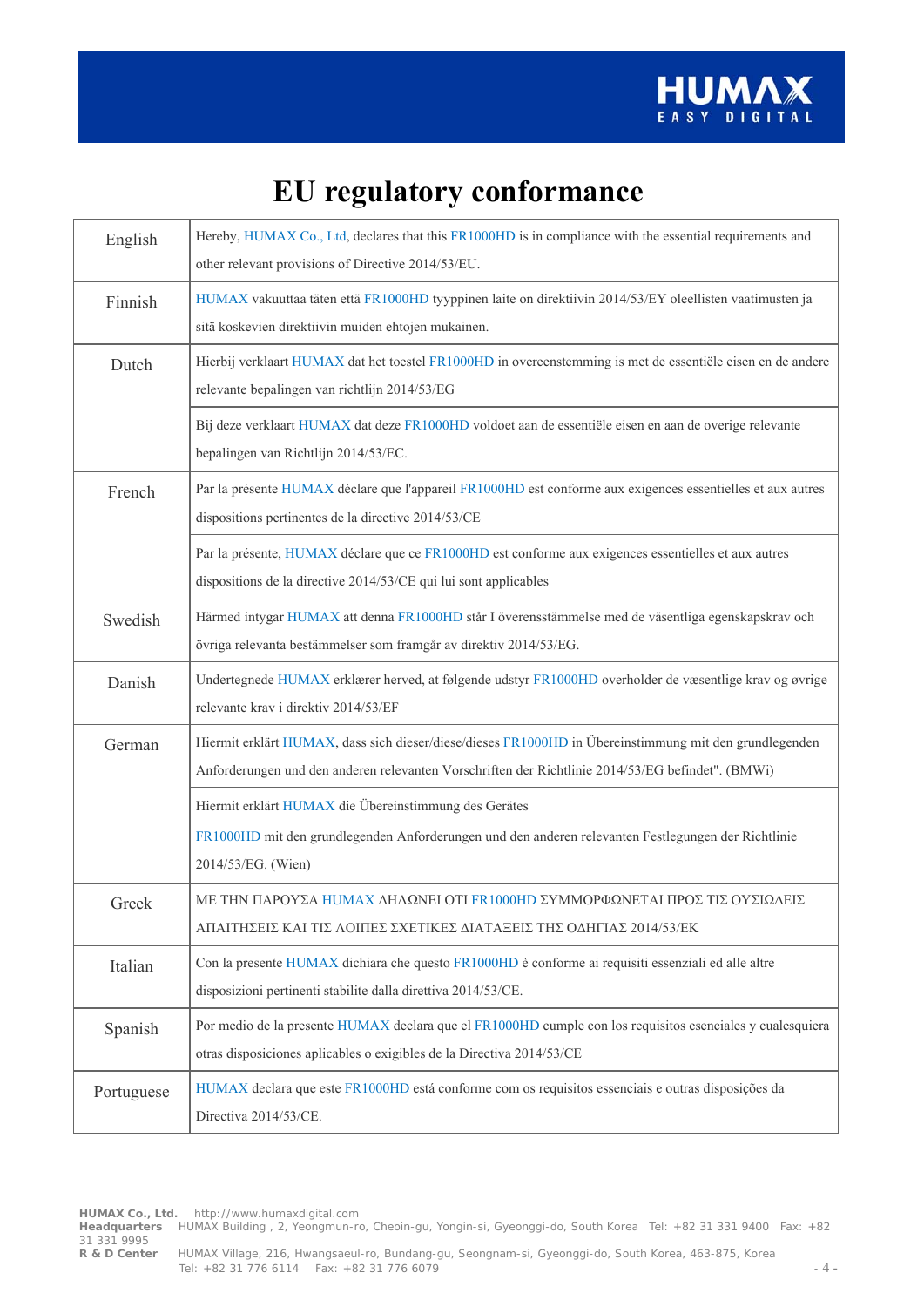# EU regulatory conformance

| | |
|---|---|
| English | Hereby, HUMAX Co., Ltd, declares that this FR1000HD is in compliance with the essential requirements and other relevant provisions of Directive 2014/53/EU. |
| Finnish | HUMAX vakuuttaa täten että FR1000HD tyyppinen laite on direktiivin 2014/53/EY oleellisten vaatimusten ja sitä koskevien direktiivin muiden ehtojen mukainen. |
| Dutch | Hierbij verklaart HUMAX dat het toestel FR1000HD in overeenstemming is met de essentiële eisen en de andere relevante bepalingen van richtlijn 2014/53/EG |
| | Bij deze verklaart HUMAX dat deze FR1000HD voldoet aan de essentiële eisen en aan de overige relevante bepalingen van Richtlijn 2014/53/EC. |
| French | Par la présente HUMAX déclare que l'appareil FR1000HD est conforme aux exigences essentielles et aux autres dispositions pertinentes de la directive 2014/53/CE |
| | Par la présente, HUMAX déclare que ce FR1000HD est conforme aux exigences essentielles et aux autres dispositions de la directive 2014/53/CE qui lui sont applicables |
| Swedish | Härmed intygar HUMAX att denna FR1000HD står I överensstämmelse med de väsentliga egenskapskrav och övriga relevanta bestämmelser som framgår av direktiv 2014/53/EG. |
| Danish | Undertegnede HUMAX erklærer herved, at følgende udstyr FR1000HD overholder de væsentlige krav og øvrige relevante krav i direktiv 2014/53/EF |
| German | Hiermit erklärt HUMAX, dass sich dieser/diese/dieses FR1000HD in Übereinstimmung mit den grundlegenden Anforderungen und den anderen relevanten Vorschriften der Richtlinie 2014/53/EG befindet". (BMWi) |
| | Hiermit erklärt HUMAX die Übereinstimmung des Gerätes FR1000HD mit den grundlegenden Anforderungen und den anderen relevanten Festlegungen der Richtlinie 2014/53/EG. (Wien) |
| Greek | ΜΕ ΤΗΝ ΠΑΡΟΥΣΑ HUMAX ΔΗΛΩΝΕΙ ΟΤΙ FR1000HD ΣΥΜΜΟΡΦΩΝΕΤΑΙ ΠΡΟΣ ΤΙΣ ΟΥΣΙΩΔΕΙΣ ΑΠΑΙΤΗΣΕΙΣ ΚΑΙ ΤΙΣ ΛΟΙΠΕΣ ΣΧΕΤΙΚΕΣ ΔΙΑΤΑΞΕΙΣ ΤΗΣ ΟΔΗΓΙΑΣ 2014/53/ΕΚ |
| Italian | Con la presente HUMAX dichiara che questo FR1000HD è conforme ai requisiti essenziali ed alle altre disposizioni pertinenti stabilite dalla direttiva 2014/53/CE. |
| Spanish | Por medio de la presente HUMAX declara que el FR1000HD cumple con los requisitos esenciales y cualesquiera otras disposiciones aplicables o exigibles de la Directiva 2014/53/CE |
| Portuguese | HUMAX declara que este FR1000HD está conforme com os requisitos essenciais e outras disposições da Directiva 2014/53/CE. |

**HUMAX Co., Ltd.** http://www.humaxdigital.com
**Headquarters** HUMAX Building , 2, Yeongmun-ro, Cheoin-gu, Yongin-si, Gyeonggi-do, South Korea Tel: +82 31 331 9400 Fax: +82 31 331 9995
**R & D Center** HUMAX Village, 216, Hwangsaeul-ro, Bundang-gu, Seongnam-si, Gyeonggi-do, South Korea, 463-875, Korea Tel: +82 31 776 6114 Fax: +82 31 776 6079